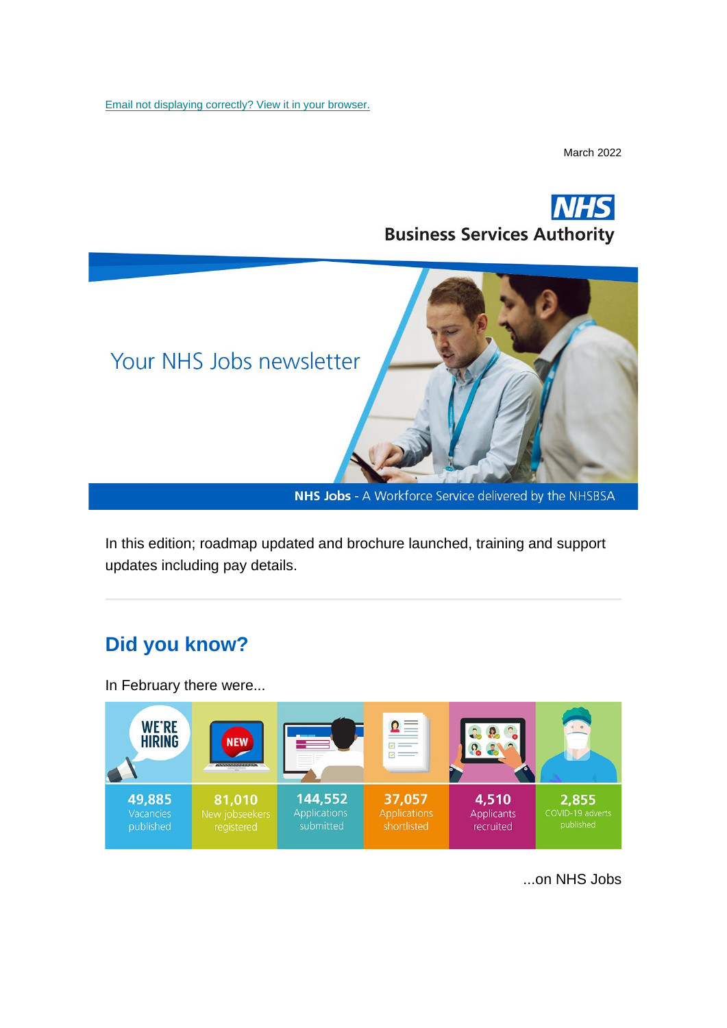Email not displaying correctly? View it in your browser.

March 2022

NHS Business Services Authority

# Your NHS Jobs newsletter

**NHS Jobs** - A Workforce Service delivered by the NHSBSA

In this edition; roadmap updated and brochure launched, training and support updates including pay details.

---

## Did you know?

In February there were...

| 49,885 | 81,010 | 144,552 | 37,057 | 4,510 | 2,855 |
|---|---|---|---|---|---|
| Vacancies published | New jobseekers registered | Applications submitted | Applications shortlisted | Applicants recruited | COVID-19 adverts published |

...on NHS Jobs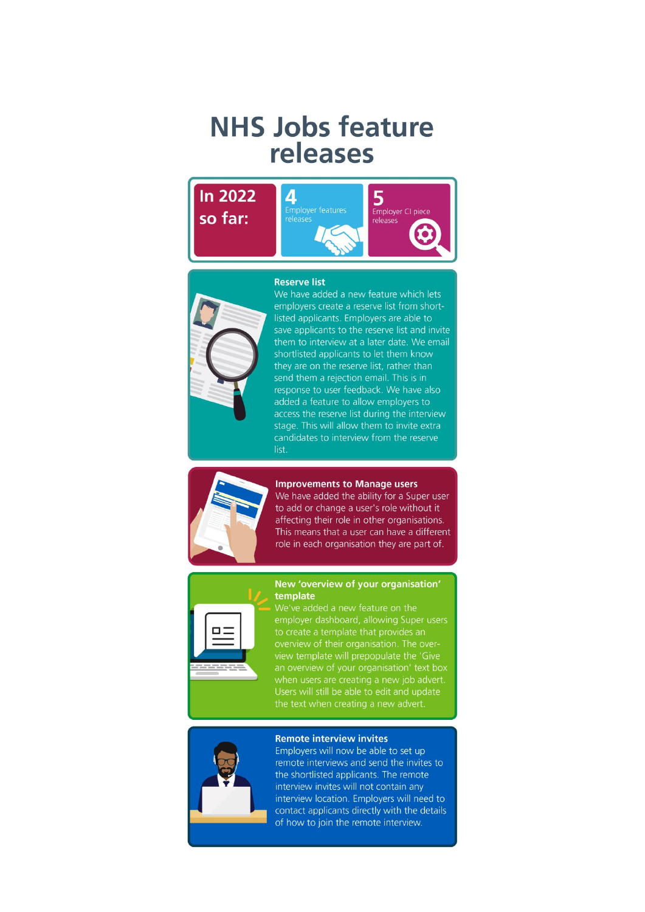# NHS Jobs feature releases

**In 2022 so far:**

- **4** Employer features releases
- **5** Employer CI piece releases

### Reserve list

We have added a new feature which lets employers create a reserve list from shortlisted applicants. Employers are able to save applicants to the reserve list and invite them to interview at a later date. We email shortlisted applicants to let them know they are on the reserve list, rather than send them a rejection email. This is in response to user feedback. We have also added a feature to allow employers to access the reserve list during the interview stage. This will allow them to invite extra candidates to interview from the reserve list.

### Improvements to Manage users

We have added the ability for a Super user to add or change a user's role without it affecting their role in other organisations. This means that a user can have a different role in each organisation they are part of.

### New 'overview of your organisation' template

We've added a new feature on the employer dashboard, allowing Super users to create a template that provides an overview of their organisation. The overview template will prepopulate the 'Give an overview of your organisation' text box when users are creating a new job advert. Users will still be able to edit and update the text when creating a new advert.

### Remote interview invites

Employers will now be able to set up remote interviews and send the invites to the shortlisted applicants. The remote interview invites will not contain any interview location. Employers will need to contact applicants directly with the details of how to join the remote interview.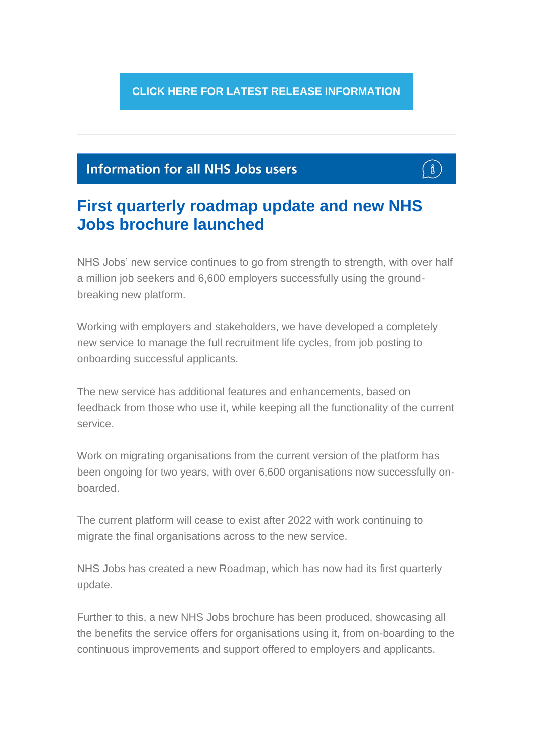**CLICK HERE FOR LATEST RELEASE INFORMATION**

---

## Information for all NHS Jobs users

### First quarterly roadmap update and new NHS Jobs brochure launched

NHS Jobs' new service continues to go from strength to strength, with over half a million job seekers and 6,600 employers successfully using the ground-breaking new platform.

Working with employers and stakeholders, we have developed a completely new service to manage the full recruitment life cycles, from job posting to onboarding successful applicants.

The new service has additional features and enhancements, based on feedback from those who use it, while keeping all the functionality of the current service.

Work on migrating organisations from the current version of the platform has been ongoing for two years, with over 6,600 organisations now successfully on-boarded.

The current platform will cease to exist after 2022 with work continuing to migrate the final organisations across to the new service.

NHS Jobs has created a new Roadmap, which has now had its first quarterly update.

Further to this, a new NHS Jobs brochure has been produced, showcasing all the benefits the service offers for organisations using it, from on-boarding to the continuous improvements and support offered to employers and applicants.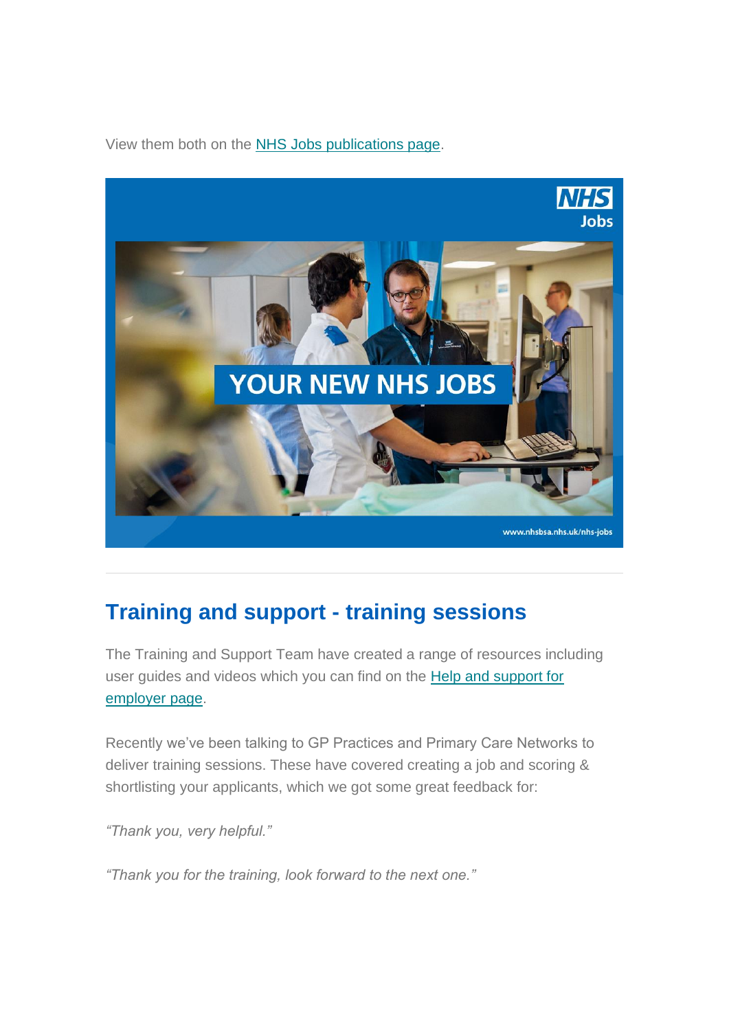View them both on the NHS Jobs publications page.

---

## Training and support - training sessions

The Training and Support Team have created a range of resources including user guides and videos which you can find on the Help and support for employer page.

Recently we've been talking to GP Practices and Primary Care Networks to deliver training sessions. These have covered creating a job and scoring & shortlisting your applicants, which we got some great feedback for:

*"Thank you, very helpful."*

*"Thank you for the training, look forward to the next one."*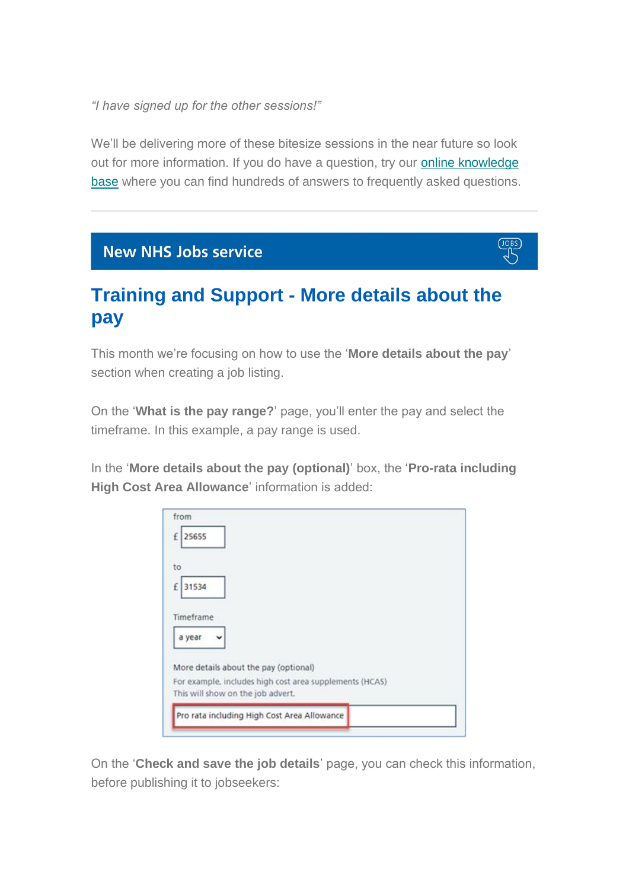*"I have signed up for the other sessions!"*

We'll be delivering more of these bitesize sessions in the near future so look out for more information. If you do have a question, try our [online knowledge base](#) where you can find hundreds of answers to frequently asked questions.

---

## New NHS Jobs service

## Training and Support - More details about the pay

This month we're focusing on how to use the '**More details about the pay**' section when creating a job listing.

On the '**What is the pay range?**' page, you'll enter the pay and select the timeframe. In this example, a pay range is used.

In the '**More details about the pay (optional)**' box, the '**Pro-rata including High Cost Area Allowance**' information is added:

from

£ 25655

to

£ 31534

Timeframe

a year

More details about the pay (optional)

For example, includes high cost area supplements (HCAS)

This will show on the job advert.

Pro rata including High Cost Area Allowance

On the '**Check and save the job details**' page, you can check this information, before publishing it to jobseekers: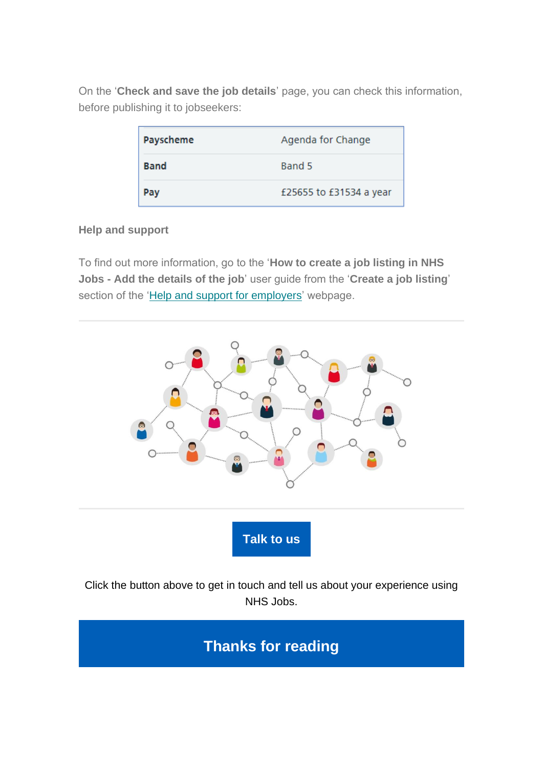On the '**Check and save the job details**' page, you can check this information, before publishing it to jobseekers:

| | |
|---|---|
| **Payscheme** | Agenda for Change |
| **Band** | Band 5 |
| **Pay** | £25655 to £31534 a year |

**Help and support**

To find out more information, go to the '**How to create a job listing in NHS Jobs - Add the details of the job**' user guide from the '**Create a job listing**' section of the 'Help and support for employers' webpage.

---

---

**Talk to us**

Click the button above to get in touch and tell us about your experience using NHS Jobs.

## Thanks for reading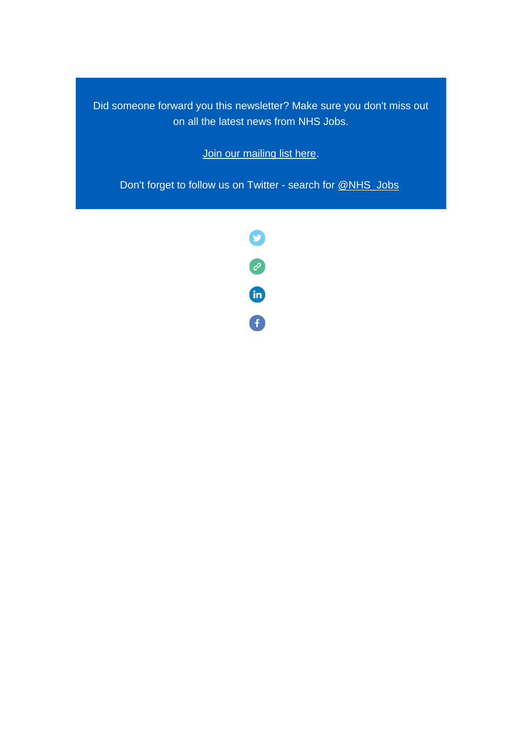Did someone forward you this newsletter? Make sure you don't miss out on all the latest news from NHS Jobs.

Join our mailing list here.

Don't forget to follow us on Twitter - search for @NHS_Jobs